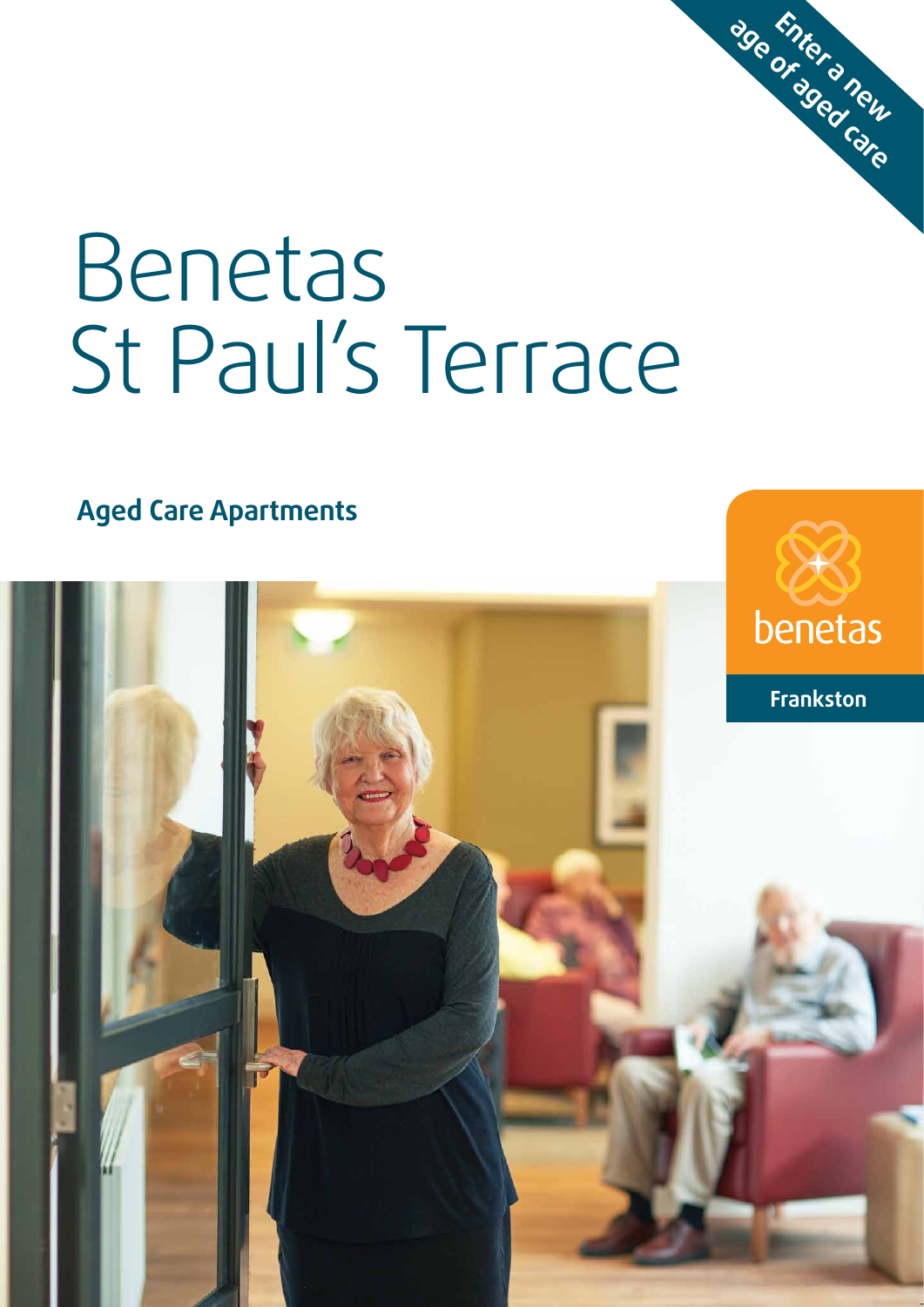Enter a new age of aged care

# Benetas St Paul's Terrace

## Aged Care Apartments

benetas

Frankston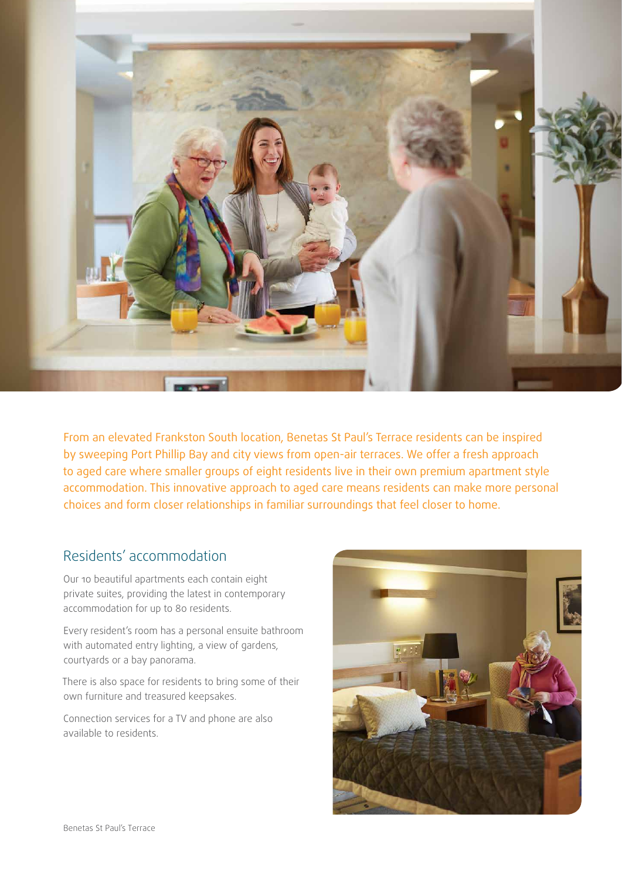From an elevated Frankston South location, Benetas St Paul's Terrace residents can be inspired by sweeping Port Phillip Bay and city views from open-air terraces. We offer a fresh approach to aged care where smaller groups of eight residents live in their own premium apartment style accommodation. This innovative approach to aged care means residents can make more personal choices and form closer relationships in familiar surroundings that feel closer to home.

## Residents' accommodation

Our 10 beautiful apartments each contain eight private suites, providing the latest in contemporary accommodation for up to 80 residents.

Every resident's room has a personal ensuite bathroom with automated entry lighting, a view of gardens, courtyards or a bay panorama.

There is also space for residents to bring some of their own furniture and treasured keepsakes.

Connection services for a TV and phone are also available to residents.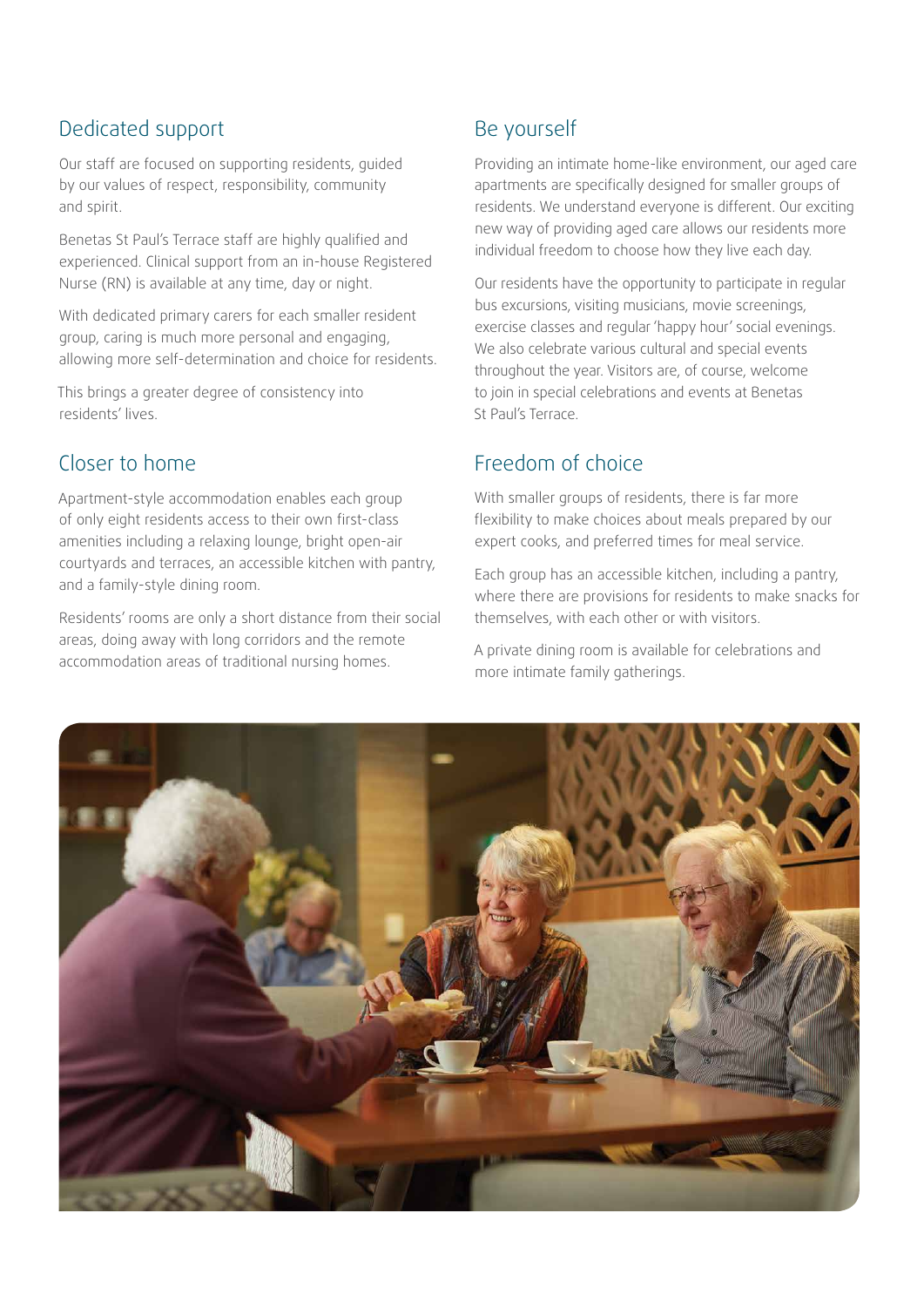## Dedicated support

Our staff are focused on supporting residents, guided by our values of respect, responsibility, community and spirit.

Benetas St Paul's Terrace staff are highly qualified and experienced. Clinical support from an in-house Registered Nurse (RN) is available at any time, day or night.

With dedicated primary carers for each smaller resident group, caring is much more personal and engaging, allowing more self-determination and choice for residents.

This brings a greater degree of consistency into residents' lives.

## Closer to home

Apartment-style accommodation enables each group of only eight residents access to their own first-class amenities including a relaxing lounge, bright open-air courtyards and terraces, an accessible kitchen with pantry, and a family-style dining room.

Residents' rooms are only a short distance from their social areas, doing away with long corridors and the remote accommodation areas of traditional nursing homes.

## Be yourself

Providing an intimate home-like environment, our aged care apartments are specifically designed for smaller groups of residents. We understand everyone is different. Our exciting new way of providing aged care allows our residents more individual freedom to choose how they live each day.

Our residents have the opportunity to participate in regular bus excursions, visiting musicians, movie screenings, exercise classes and regular 'happy hour' social evenings. We also celebrate various cultural and special events throughout the year. Visitors are, of course, welcome to join in special celebrations and events at Benetas St Paul's Terrace.

## Freedom of choice

With smaller groups of residents, there is far more flexibility to make choices about meals prepared by our expert cooks, and preferred times for meal service.

Each group has an accessible kitchen, including a pantry, where there are provisions for residents to make snacks for themselves, with each other or with visitors.

A private dining room is available for celebrations and more intimate family gatherings.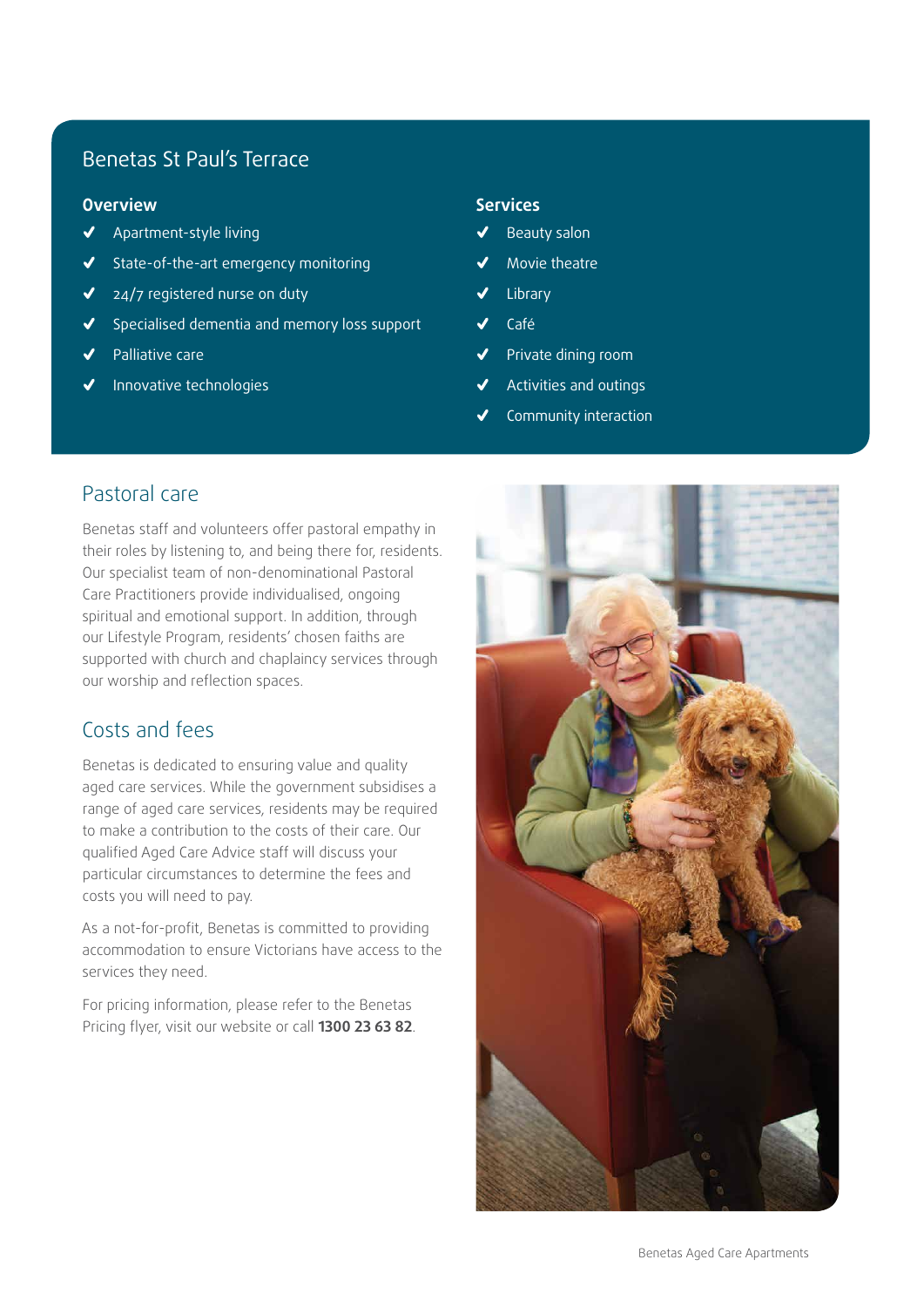## Benetas St Paul's Terrace

### Overview

- Apartment-style living
- State-of-the-art emergency monitoring
- 24/7 registered nurse on duty
- Specialised dementia and memory loss support
- Palliative care
- Innovative technologies

### Services

- Beauty salon
- Movie theatre
- Library
- Café
- Private dining room
- Activities and outings
- Community interaction

## Pastoral care

Benetas staff and volunteers offer pastoral empathy in their roles by listening to, and being there for, residents. Our specialist team of non-denominational Pastoral Care Practitioners provide individualised, ongoing spiritual and emotional support. In addition, through our Lifestyle Program, residents' chosen faiths are supported with church and chaplaincy services through our worship and reflection spaces.

## Costs and fees

Benetas is dedicated to ensuring value and quality aged care services. While the government subsidises a range of aged care services, residents may be required to make a contribution to the costs of their care. Our qualified Aged Care Advice staff will discuss your particular circumstances to determine the fees and costs you will need to pay.

As a not-for-profit, Benetas is committed to providing accommodation to ensure Victorians have access to the services they need.

For pricing information, please refer to the Benetas Pricing flyer, visit our website or call **1300 23 63 82**.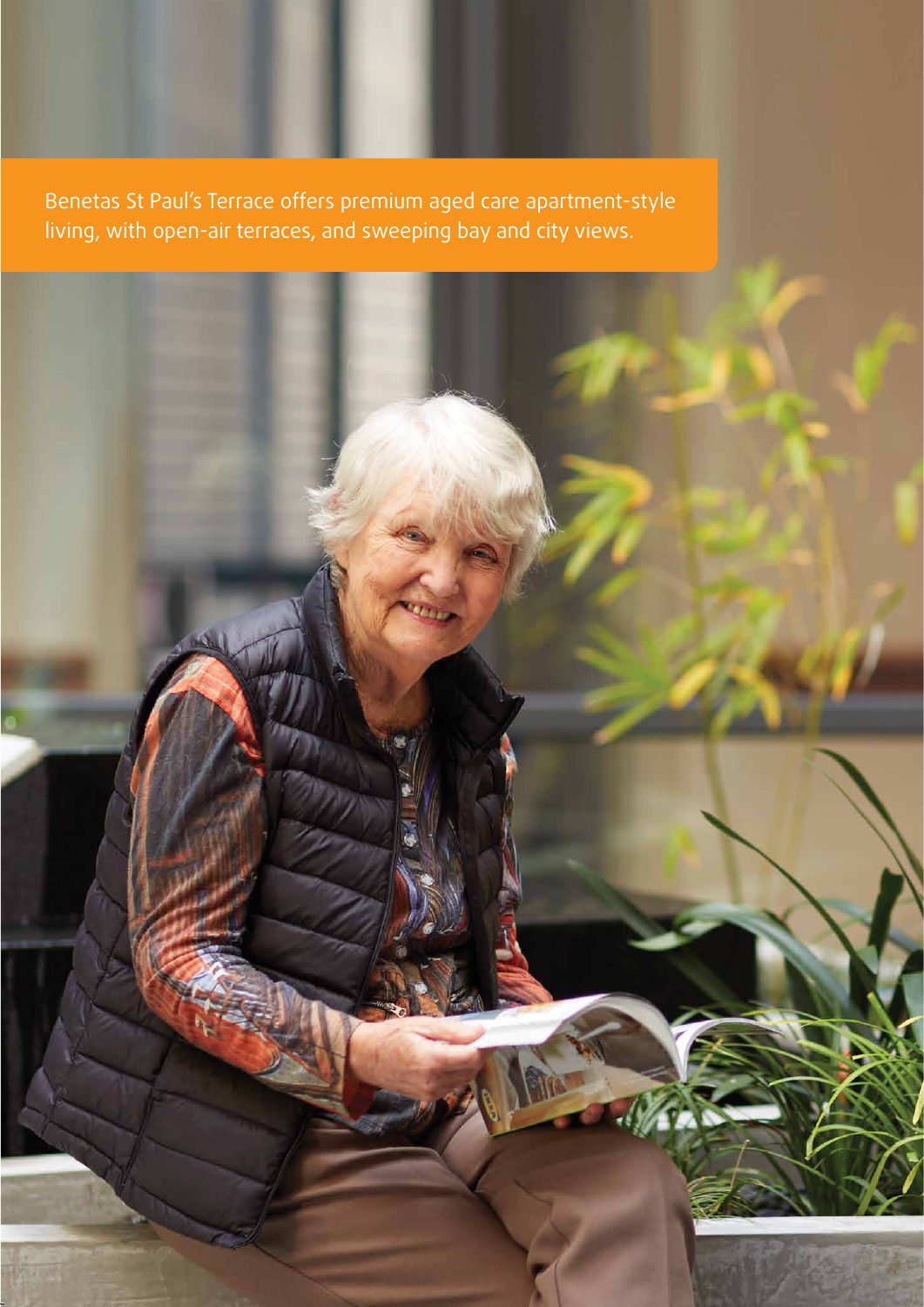Benetas St Paul's Terrace offers premium aged care apartment-style living, with open-air terraces, and sweeping bay and city views.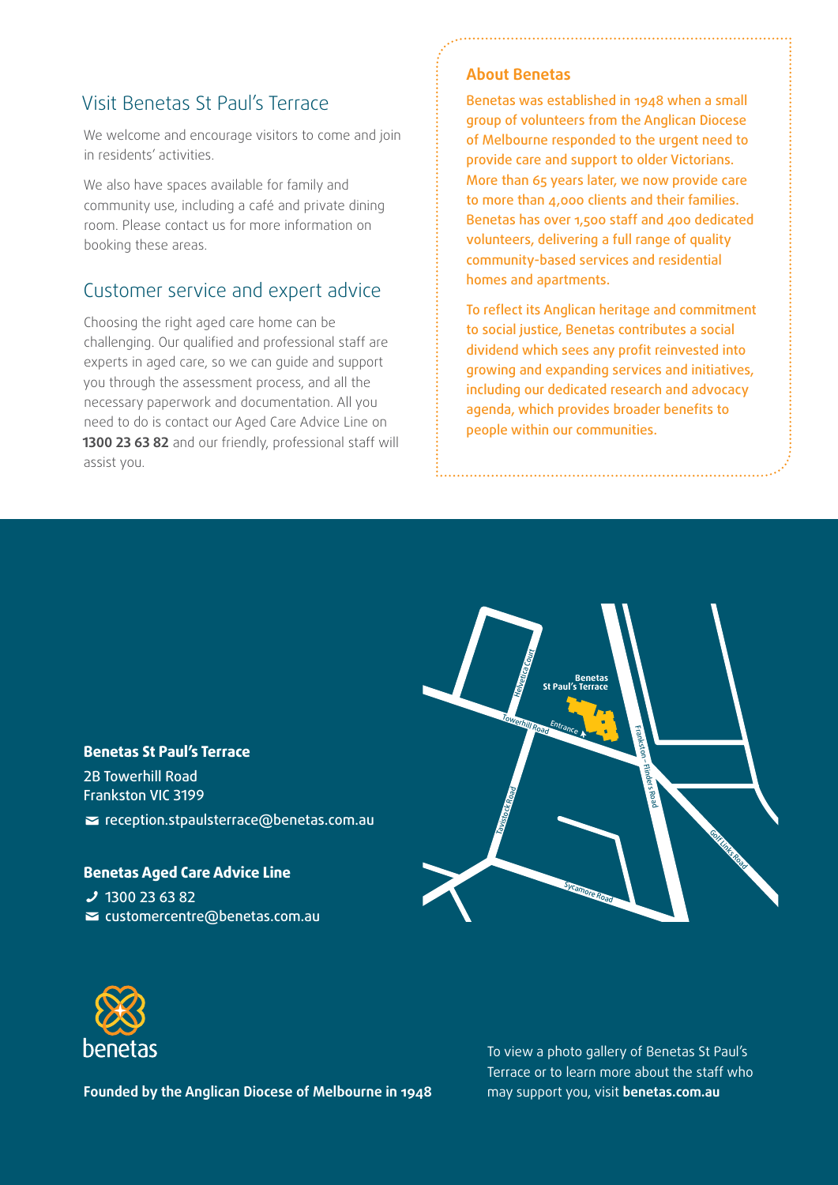## Visit Benetas St Paul's Terrace

We welcome and encourage visitors to come and join in residents' activities.

We also have spaces available for family and community use, including a café and private dining room. Please contact us for more information on booking these areas.

## Customer service and expert advice

Choosing the right aged care home can be challenging. Our qualified and professional staff are experts in aged care, so we can guide and support you through the assessment process, and all the necessary paperwork and documentation. All you need to do is contact our Aged Care Advice Line on **1300 23 63 82** and our friendly, professional staff will assist you.

### About Benetas

Benetas was established in 1948 when a small group of volunteers from the Anglican Diocese of Melbourne responded to the urgent need to provide care and support to older Victorians. More than 65 years later, we now provide care to more than 4,000 clients and their families. Benetas has over 1,500 staff and 400 dedicated volunteers, delivering a full range of quality community-based services and residential homes and apartments.

To reflect its Anglican heritage and commitment to social justice, Benetas contributes a social dividend which sees any profit reinvested into growing and expanding services and initiatives, including our dedicated research and advocacy agenda, which provides broader benefits to people within our communities.

**Benetas St Paul's Terrace**
2B Towerhill Road
Frankston VIC 3199
reception.stpaulsterrace@benetas.com.au

**Benetas Aged Care Advice Line**
1300 23 63 82
customercentre@benetas.com.au

Benetas St Paul's Terrace
Helvetica Court
Towerhill Road
Entrance
Frankston - Flinders Road
Tavistock Road
Golf Links Road
Sycamore Road

benetas

**Founded by the Anglican Diocese of Melbourne in 1948**

To view a photo gallery of Benetas St Paul's Terrace or to learn more about the staff who may support you, visit **benetas.com.au**